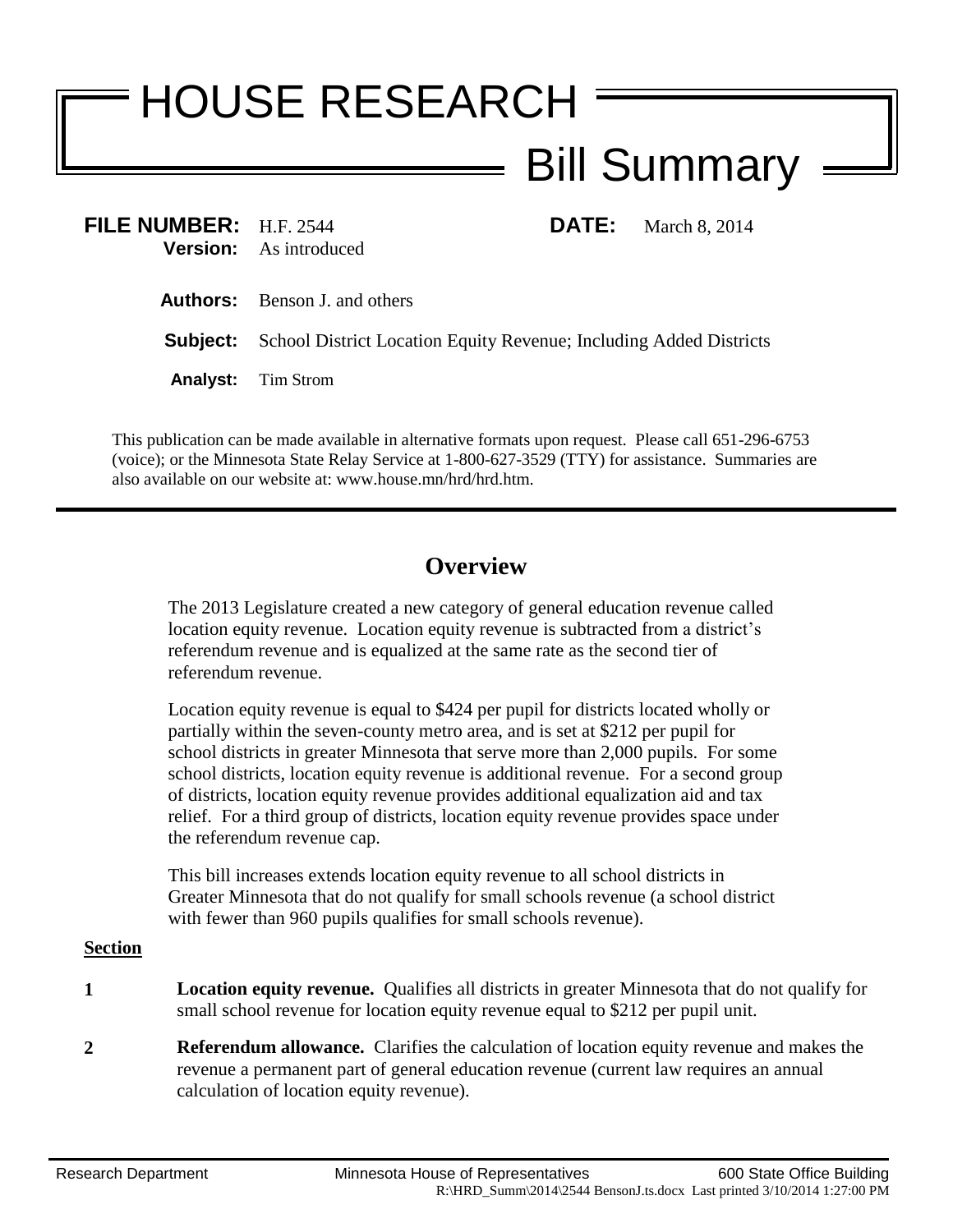# HOUSE RESEARCH

## Bill Summary

**FILE NUMBER:** H.F. 2544 **DATE:** March 8, 2014

**Version:** As introduced

**Authors:** Benson J. and others

**Subject:** School District Location Equity Revenue; Including Added Districts

**Analyst:** Tim Strom

This publication can be made available in alternative formats upon request. Please call 651-296-6753 (voice); or the Minnesota State Relay Service at 1-800-627-3529 (TTY) for assistance. Summaries are also available on our website at: www.house.mn/hrd/hrd.htm.

---

## Overview

The 2013 Legislature created a new category of general education revenue called location equity revenue. Location equity revenue is subtracted from a district's referendum revenue and is equalized at the same rate as the second tier of referendum revenue.

Location equity revenue is equal to $424 per pupil for districts located wholly or partially within the seven-county metro area, and is set at $212 per pupil for school districts in greater Minnesota that serve more than 2,000 pupils. For some school districts, location equity revenue is additional revenue. For a second group of districts, location equity revenue provides additional equalization aid and tax relief. For a third group of districts, location equity revenue provides space under the referendum revenue cap.

This bill increases extends location equity revenue to all school districts in Greater Minnesota that do not qualify for small schools revenue (a school district with fewer than 960 pupils qualifies for small schools revenue).

**Section**

**1** **Location equity revenue.** Qualifies all districts in greater Minnesota that do not qualify for small school revenue for location equity revenue equal to $212 per pupil unit.

**2** **Referendum allowance.** Clarifies the calculation of location equity revenue and makes the revenue a permanent part of general education revenue (current law requires an annual calculation of location equity revenue).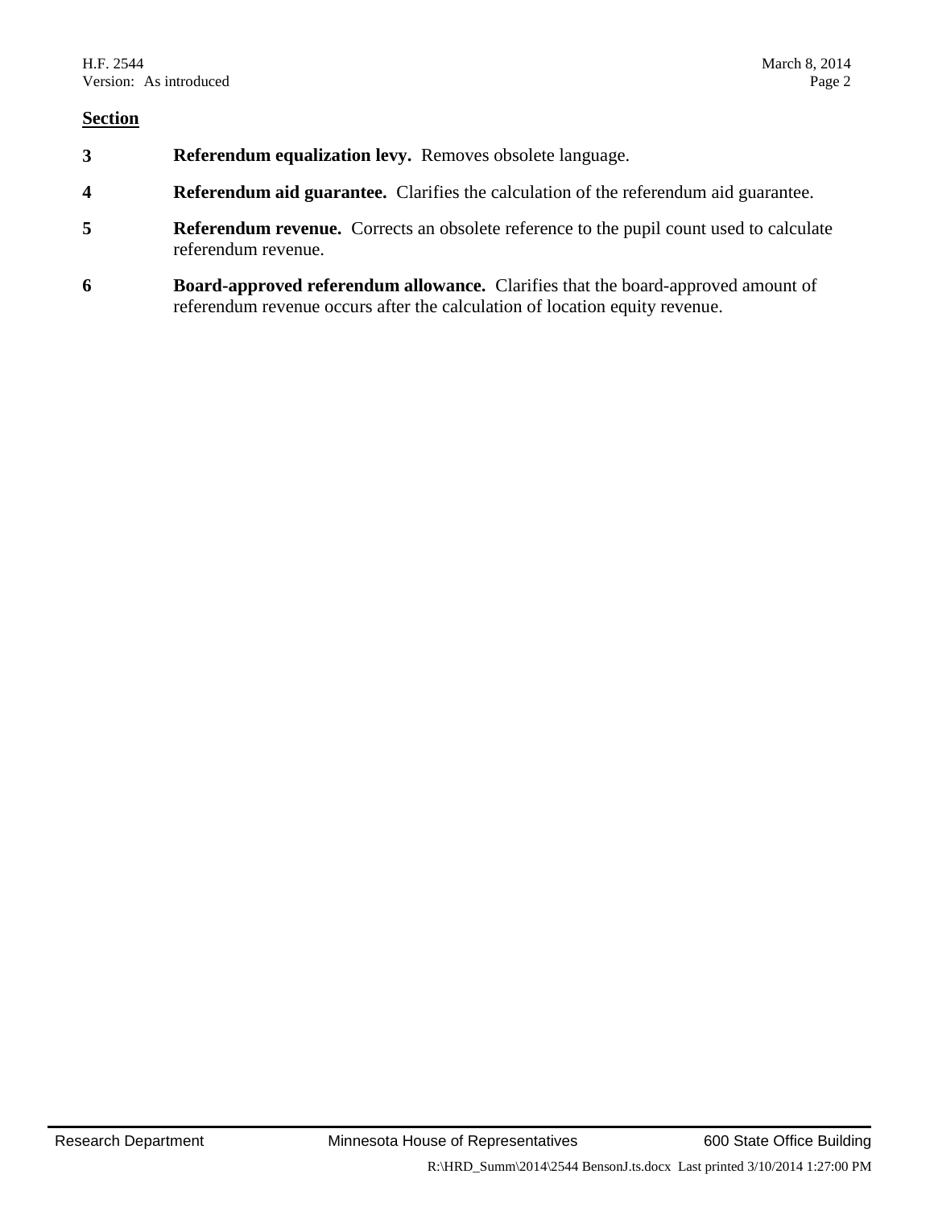**Section**

| | |
|---|---|
| **3** | **Referendum equalization levy.** Removes obsolete language. |
| **4** | **Referendum aid guarantee.** Clarifies the calculation of the referendum aid guarantee. |
| **5** | **Referendum revenue.** Corrects an obsolete reference to the pupil count used to calculate referendum revenue. |
| **6** | **Board-approved referendum allowance.** Clarifies that the board-approved amount of referendum revenue occurs after the calculation of location equity revenue. |